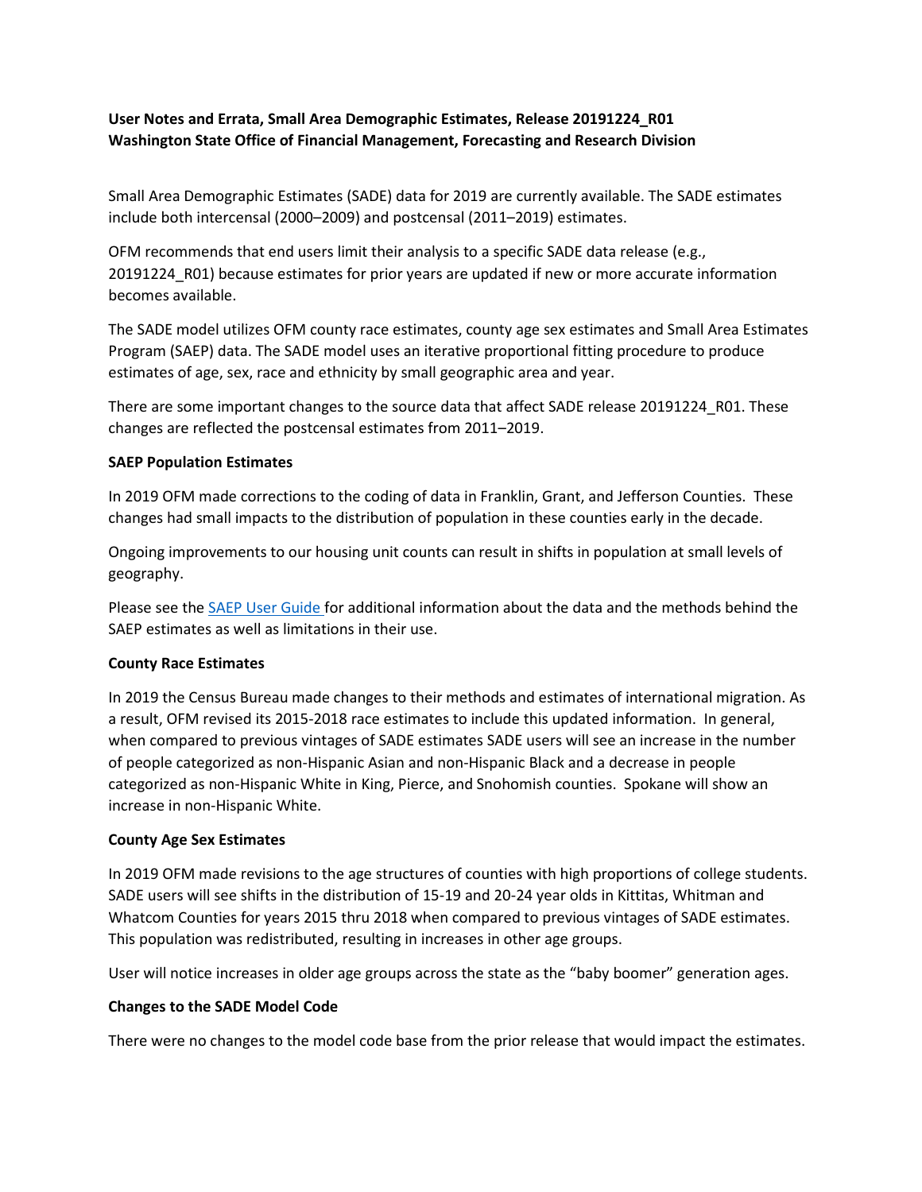**User Notes and Errata, Small Area Demographic Estimates, Release 20191224_R01**
**Washington State Office of Financial Management, Forecasting and Research Division**

Small Area Demographic Estimates (SADE) data for 2019 are currently available. The SADE estimates include both intercensal (2000–2009) and postcensal (2011–2019) estimates.

OFM recommends that end users limit their analysis to a specific SADE data release (e.g., 20191224_R01) because estimates for prior years are updated if new or more accurate information becomes available.

The SADE model utilizes OFM county race estimates, county age sex estimates and Small Area Estimates Program (SAEP) data. The SADE model uses an iterative proportional fitting procedure to produce estimates of age, sex, race and ethnicity by small geographic area and year.

There are some important changes to the source data that affect SADE release 20191224_R01. These changes are reflected the postcensal estimates from 2011–2019.

**SAEP Population Estimates**

In 2019 OFM made corrections to the coding of data in Franklin, Grant, and Jefferson Counties. These changes had small impacts to the distribution of population in these counties early in the decade.

Ongoing improvements to our housing unit counts can result in shifts in population at small levels of geography.

Please see the [SAEP User Guide](#) for additional information about the data and the methods behind the SAEP estimates as well as limitations in their use.

**County Race Estimates**

In 2019 the Census Bureau made changes to their methods and estimates of international migration. As a result, OFM revised its 2015-2018 race estimates to include this updated information. In general, when compared to previous vintages of SADE estimates SADE users will see an increase in the number of people categorized as non-Hispanic Asian and non-Hispanic Black and a decrease in people categorized as non-Hispanic White in King, Pierce, and Snohomish counties. Spokane will show an increase in non-Hispanic White.

**County Age Sex Estimates**

In 2019 OFM made revisions to the age structures of counties with high proportions of college students. SADE users will see shifts in the distribution of 15-19 and 20-24 year olds in Kittitas, Whitman and Whatcom Counties for years 2015 thru 2018 when compared to previous vintages of SADE estimates. This population was redistributed, resulting in increases in other age groups.

User will notice increases in older age groups across the state as the "baby boomer" generation ages.

**Changes to the SADE Model Code**

There were no changes to the model code base from the prior release that would impact the estimates.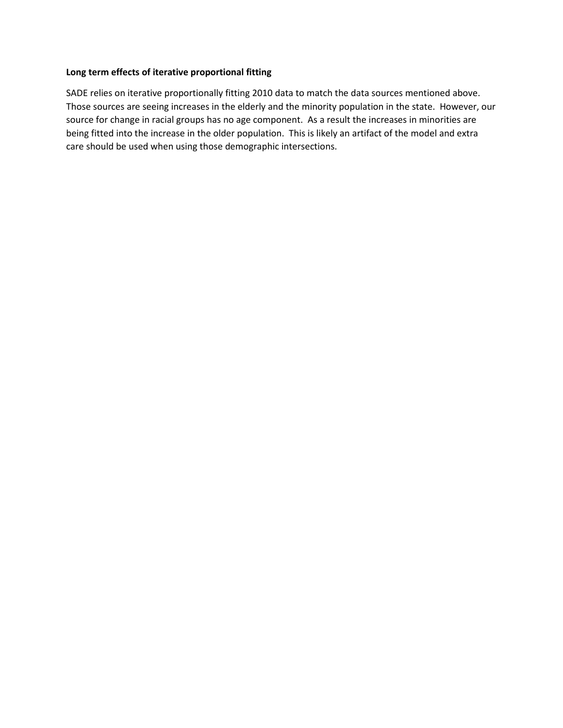**Long term effects of iterative proportional fitting**

SADE relies on iterative proportionally fitting 2010 data to match the data sources mentioned above. Those sources are seeing increases in the elderly and the minority population in the state. However, our source for change in racial groups has no age component. As a result the increases in minorities are being fitted into the increase in the older population. This is likely an artifact of the model and extra care should be used when using those demographic intersections.